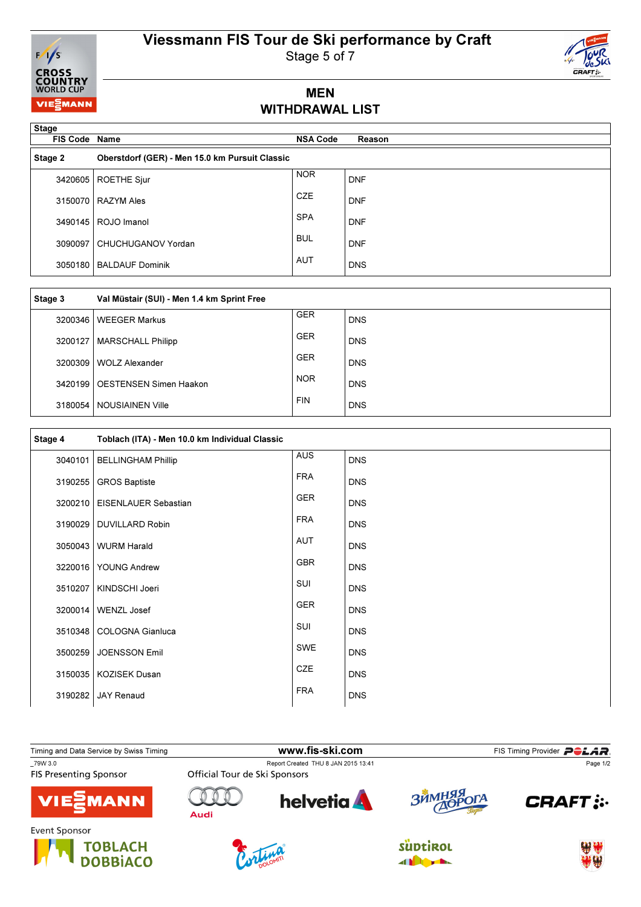# Viessmann FIS Tour de Ski performance by Craft

Stage 5 of 7

## MEN
## WITHDRAWAL LIST

| FIS Code | Name | NSA Code | Reason |
|---|---|---|---|
| **Stage 2** | **Oberstdorf (GER) - Men 15.0 km Pursuit Classic** | | |
| 3420605 | ROETHE Sjur | NOR | DNF |
| 3150070 | RAZYM Ales | CZE | DNF |
| 3490145 | ROJO Imanol | SPA | DNF |
| 3090097 | CHUCHUGANOV Yordan | BUL | DNF |
| 3050180 | BALDAUF Dominik | AUT | DNS |
| **Stage 3** | **Val Müstair (SUI) - Men 1.4 km Sprint Free** | | |
| 3200346 | WEEGER Markus | GER | DNS |
| 3200127 | MARSCHALL Philipp | GER | DNS |
| 3200309 | WOLZ Alexander | GER | DNS |
| 3420199 | OESTENSEN Simen Haakon | NOR | DNS |
| 3180054 | NOUSIAINEN Ville | FIN | DNS |
| **Stage 4** | **Toblach (ITA) - Men 10.0 km Individual Classic** | | |
| 3040101 | BELLINGHAM Phillip | AUS | DNS |
| 3190255 | GROS Baptiste | FRA | DNS |
| 3200210 | EISENLAUER Sebastian | GER | DNS |
| 3190029 | DUVILLARD Robin | FRA | DNS |
| 3050043 | WURM Harald | AUT | DNS |
| 3220016 | YOUNG Andrew | GBR | DNS |
| 3510207 | KINDSCHI Joeri | SUI | DNS |
| 3200014 | WENZL Josef | GER | DNS |
| 3510348 | COLOGNA Gianluca | SUI | DNS |
| 3500259 | JOENSSON Emil | SWE | DNS |
| 3150035 | KOZISEK Dusan | CZE | DNS |
| 3190282 | JAY Renaud | FRA | DNS |

Timing and Data Service by Swiss Timing — www.fis-ski.com — FIS Timing Provider POLAR

_79W 3.0 — Report Created THU 8 JAN 2015 13:41

FIS Presenting Sponsor — Official Tour de Ski Sponsors — Event Sponsor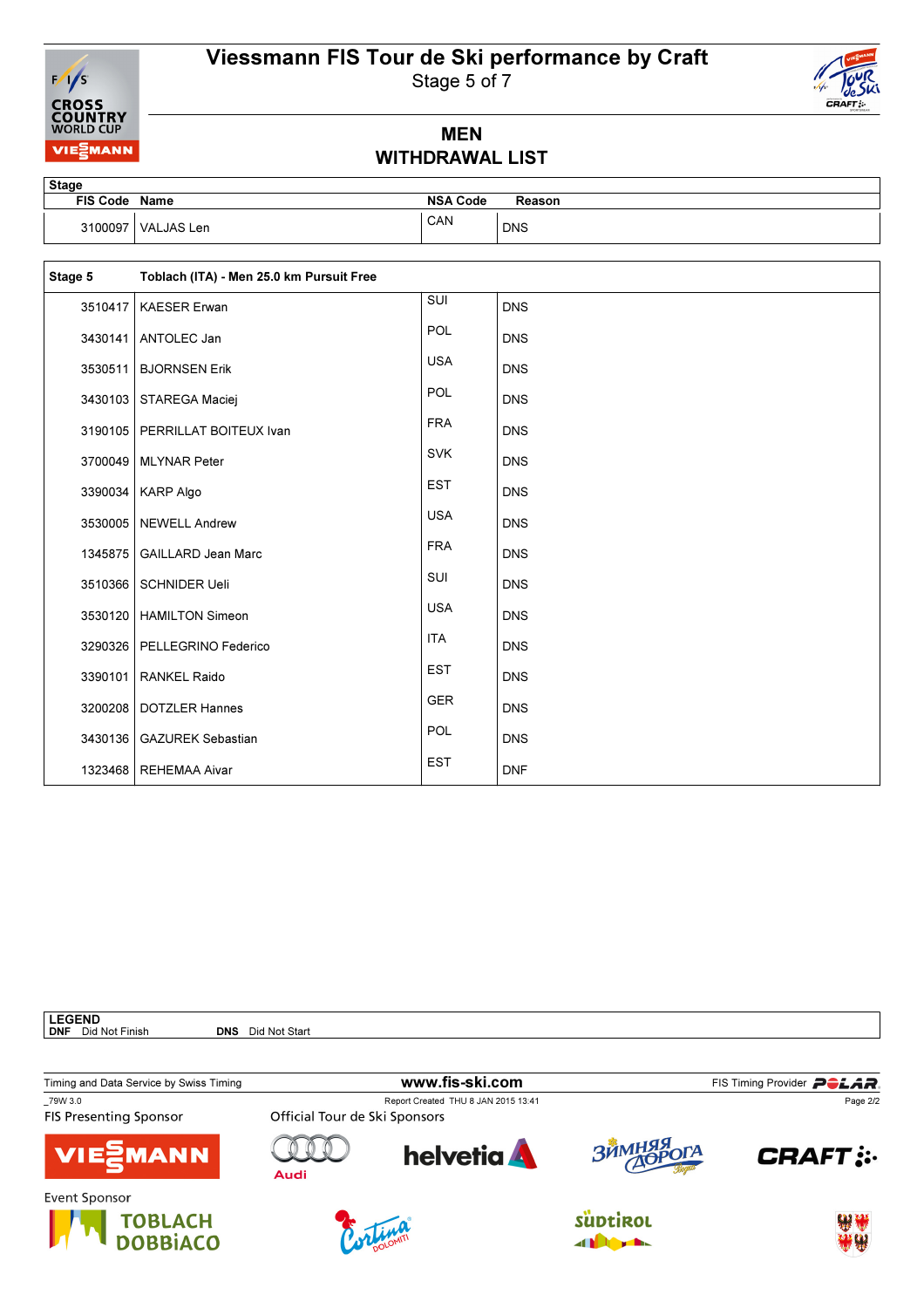# Viessmann FIS Tour de Ski performance by Craft

Stage 5 of 7

## MEN
## WITHDRAWAL LIST

| Stage | | | |
|---|---|---|---|
| FIS Code | Name | NSA Code | Reason |
| 3100097 | VALJAS Len | CAN | DNS |

| Stage 5 | Toblach (ITA) - Men 25.0 km Pursuit Free | | |
|---|---|---|---|
| 3510417 | KAESER Erwan | SUI | DNS |
| 3430141 | ANTOLEC Jan | POL | DNS |
| 3530511 | BJORNSEN Erik | USA | DNS |
| 3430103 | STAREGA Maciej | POL | DNS |
| 3190105 | PERRILLAT BOITEUX Ivan | FRA | DNS |
| 3700049 | MLYNAR Peter | SVK | DNS |
| 3390034 | KARP Algo | EST | DNS |
| 3530005 | NEWELL Andrew | USA | DNS |
| 1345875 | GAILLARD Jean Marc | FRA | DNS |
| 3510366 | SCHNIDER Ueli | SUI | DNS |
| 3530120 | HAMILTON Simeon | USA | DNS |
| 3290326 | PELLEGRINO Federico | ITA | DNS |
| 3390101 | RANKEL Raido | EST | DNS |
| 3200208 | DOTZLER Hannes | GER | DNS |
| 3430136 | GAZUREK Sebastian | POL | DNS |
| 1323468 | REHEMAA Aivar | EST | DNF |

**LEGEND**
**DNF** Did Not Finish **DNS** Did Not Start

Timing and Data Service by Swiss Timing www.fis-ski.com FIS Timing Provider POLAR

_79W 3.0 Report Created THU 8 JAN 2015 13:41

FIS Presenting Sponsor Official Tour de Ski Sponsors

Event Sponsor